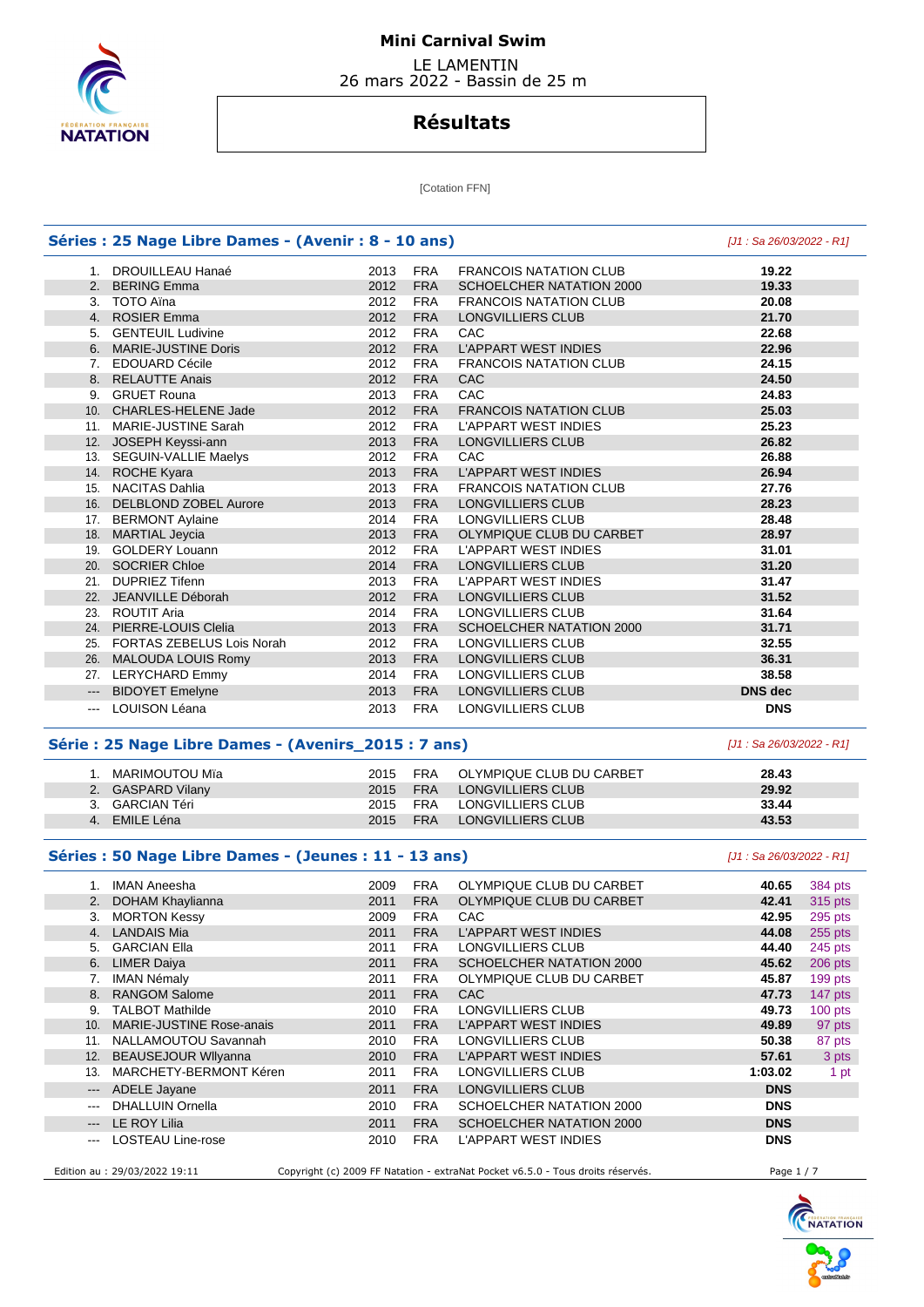# Mini Carnival Swim

LE LAMENTIN
26 mars 2022 - Bassin de 25 m

## Résultats

[Cotation FFN]

### Séries : 25 Nage Libre Dames - (Avenir : 8 - 10 ans)

*[J1 : Sa 26/03/2022 - R1]*

| Rang | Nom | Année | Nat. | Club | Temps |
|---|---|---|---|---|---|
| 1. | DROUILLEAU Hanaé | 2013 | FRA | FRANCOIS NATATION CLUB | 19.22 |
| 2. | BERING Emma | 2012 | FRA | SCHOELCHER NATATION 2000 | 19.33 |
| 3. | TOTO Aïna | 2012 | FRA | FRANCOIS NATATION CLUB | 20.08 |
| 4. | ROSIER Emma | 2012 | FRA | LONGVILLIERS CLUB | 21.70 |
| 5. | GENTEUIL Ludivine | 2012 | FRA | CAC | 22.68 |
| 6. | MARIE-JUSTINE Doris | 2012 | FRA | L'APPART WEST INDIES | 22.96 |
| 7. | EDOUARD Cécile | 2012 | FRA | FRANCOIS NATATION CLUB | 24.15 |
| 8. | RELAUTTE Anais | 2012 | FRA | CAC | 24.50 |
| 9. | GRUET Rouna | 2013 | FRA | CAC | 24.83 |
| 10. | CHARLES-HELENE Jade | 2012 | FRA | FRANCOIS NATATION CLUB | 25.03 |
| 11. | MARIE-JUSTINE Sarah | 2012 | FRA | L'APPART WEST INDIES | 25.23 |
| 12. | JOSEPH Keyssi-ann | 2013 | FRA | LONGVILLIERS CLUB | 26.82 |
| 13. | SEGUIN-VALLIE Maelys | 2012 | FRA | CAC | 26.88 |
| 14. | ROCHE Kyara | 2013 | FRA | L'APPART WEST INDIES | 26.94 |
| 15. | NACITAS Dahlia | 2013 | FRA | FRANCOIS NATATION CLUB | 27.76 |
| 16. | DELBLOND ZOBEL Aurore | 2013 | FRA | LONGVILLIERS CLUB | 28.23 |
| 17. | BERMONT Aylaine | 2014 | FRA | LONGVILLIERS CLUB | 28.48 |
| 18. | MARTIAL Jeycia | 2013 | FRA | OLYMPIQUE CLUB DU CARBET | 28.97 |
| 19. | GOLDERY Louann | 2012 | FRA | L'APPART WEST INDIES | 31.01 |
| 20. | SOCRIER Chloe | 2014 | FRA | LONGVILLIERS CLUB | 31.20 |
| 21. | DUPRIEZ Tifenn | 2013 | FRA | L'APPART WEST INDIES | 31.47 |
| 22. | JEANVILLE Déborah | 2012 | FRA | LONGVILLIERS CLUB | 31.52 |
| 23. | ROUTIT Aria | 2014 | FRA | LONGVILLIERS CLUB | 31.64 |
| 24. | PIERRE-LOUIS Clelia | 2013 | FRA | SCHOELCHER NATATION 2000 | 31.71 |
| 25. | FORTAS ZEBELUS Lois Norah | 2012 | FRA | LONGVILLIERS CLUB | 32.55 |
| 26. | MALOUDA LOUIS Romy | 2013 | FRA | LONGVILLIERS CLUB | 36.31 |
| 27. | LERYCHARD Emmy | 2014 | FRA | LONGVILLIERS CLUB | 38.58 |
| --- | BIDOYET Emelyne | 2013 | FRA | LONGVILLIERS CLUB | DNS dec |
| --- | LOUISON Léana | 2013 | FRA | LONGVILLIERS CLUB | DNS |

### Série : 25 Nage Libre Dames - (Avenirs_2015 : 7 ans)

*[J1 : Sa 26/03/2022 - R1]*

| Rang | Nom | Année | Nat. | Club | Temps |
|---|---|---|---|---|---|
| 1. | MARIMOUTOU Mïa | 2015 | FRA | OLYMPIQUE CLUB DU CARBET | 28.43 |
| 2. | GASPARD Vilany | 2015 | FRA | LONGVILLIERS CLUB | 29.92 |
| 3. | GARCIAN Téri | 2015 | FRA | LONGVILLIERS CLUB | 33.44 |
| 4. | EMILE Léna | 2015 | FRA | LONGVILLIERS CLUB | 43.53 |

### Séries : 50 Nage Libre Dames - (Jeunes : 11 - 13 ans)

*[J1 : Sa 26/03/2022 - R1]*

| Rang | Nom | Année | Nat. | Club | Temps | Points |
|---|---|---|---|---|---|---|
| 1. | IMAN Aneesha | 2009 | FRA | OLYMPIQUE CLUB DU CARBET | 40.65 | 384 pts |
| 2. | DOHAM Khaylianna | 2011 | FRA | OLYMPIQUE CLUB DU CARBET | 42.41 | 315 pts |
| 3. | MORTON Kessy | 2009 | FRA | CAC | 42.95 | 295 pts |
| 4. | LANDAIS Mia | 2011 | FRA | L'APPART WEST INDIES | 44.08 | 255 pts |
| 5. | GARCIAN Ella | 2011 | FRA | LONGVILLIERS CLUB | 44.40 | 245 pts |
| 6. | LIMER Daiya | 2011 | FRA | SCHOELCHER NATATION 2000 | 45.62 | 206 pts |
| 7. | IMAN Némaly | 2011 | FRA | OLYMPIQUE CLUB DU CARBET | 45.87 | 199 pts |
| 8. | RANGOM Salome | 2011 | FRA | CAC | 47.73 | 147 pts |
| 9. | TALBOT Mathilde | 2010 | FRA | LONGVILLIERS CLUB | 49.73 | 100 pts |
| 10. | MARIE-JUSTINE Rose-anais | 2011 | FRA | L'APPART WEST INDIES | 49.89 | 97 pts |
| 11. | NALLAMOUTOU Savannah | 2010 | FRA | LONGVILLIERS CLUB | 50.38 | 87 pts |
| 12. | BEAUSEJOUR Wllyanna | 2010 | FRA | L'APPART WEST INDIES | 57.61 | 3 pts |
| 13. | MARCHETY-BERMONT Kéren | 2011 | FRA | LONGVILLIERS CLUB | 1:03.02 | 1 pt |
| --- | ADELE Jayane | 2011 | FRA | LONGVILLIERS CLUB | DNS | |
| --- | DHALLUIN Ornella | 2010 | FRA | SCHOELCHER NATATION 2000 | DNS | |
| --- | LE ROY Lilia | 2011 | FRA | SCHOELCHER NATATION 2000 | DNS | |
| --- | LOSTEAU Line-rose | 2010 | FRA | L'APPART WEST INDIES | DNS | |

Edition au : 29/03/2022 19:11 — Copyright (c) 2009 FF Natation - extraNat Pocket v6.5.0 - Tous droits réservés.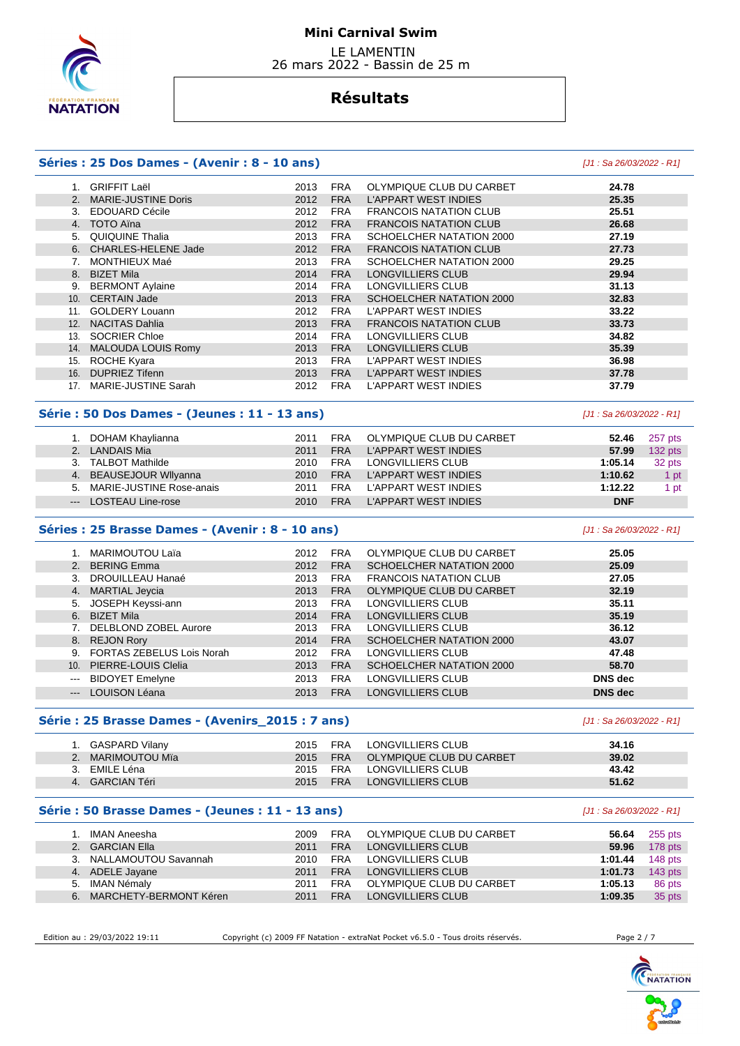# Mini Carnival Swim

LE LAMENTIN
26 mars 2022 - Bassin de 25 m

## Résultats

### Séries : 25 Dos Dames - (Avenir : 8 - 10 ans)

*[J1 : Sa 26/03/2022 - R1]*

| | | | | | | |
|---|---|---|---|---|---|---|
| 1. | GRIFFIT Laël | 2013 | FRA | OLYMPIQUE CLUB DU CARBET | 24.78 | |
| 2. | MARIE-JUSTINE Doris | 2012 | FRA | L'APPART WEST INDIES | 25.35 | |
| 3. | EDOUARD Cécile | 2012 | FRA | FRANCOIS NATATION CLUB | 25.51 | |
| 4. | TOTO Aïna | 2012 | FRA | FRANCOIS NATATION CLUB | 26.68 | |
| 5. | QUIQUINE Thalia | 2013 | FRA | SCHOELCHER NATATION 2000 | 27.19 | |
| 6. | CHARLES-HELENE Jade | 2012 | FRA | FRANCOIS NATATION CLUB | 27.73 | |
| 7. | MONTHIEUX Maé | 2013 | FRA | SCHOELCHER NATATION 2000 | 29.25 | |
| 8. | BIZET Mila | 2014 | FRA | LONGVILLIERS CLUB | 29.94 | |
| 9. | BERMONT Aylaine | 2014 | FRA | LONGVILLIERS CLUB | 31.13 | |
| 10. | CERTAIN Jade | 2013 | FRA | SCHOELCHER NATATION 2000 | 32.83 | |
| 11. | GOLDERY Louann | 2012 | FRA | L'APPART WEST INDIES | 33.22 | |
| 12. | NACITAS Dahlia | 2013 | FRA | FRANCOIS NATATION CLUB | 33.73 | |
| 13. | SOCRIER Chloe | 2014 | FRA | LONGVILLIERS CLUB | 34.82 | |
| 14. | MALOUDA LOUIS Romy | 2013 | FRA | LONGVILLIERS CLUB | 35.39 | |
| 15. | ROCHE Kyara | 2013 | FRA | L'APPART WEST INDIES | 36.98 | |
| 16. | DUPRIEZ Tifenn | 2013 | FRA | L'APPART WEST INDIES | 37.78 | |
| 17. | MARIE-JUSTINE Sarah | 2012 | FRA | L'APPART WEST INDIES | 37.79 | |

### Série : 50 Dos Dames - (Jeunes : 11 - 13 ans)

*[J1 : Sa 26/03/2022 - R1]*

| | | | | | | |
|---|---|---|---|---|---|---|
| 1. | DOHAM Khaylianna | 2011 | FRA | OLYMPIQUE CLUB DU CARBET | 52.46 | 257 pts |
| 2. | LANDAIS Mia | 2011 | FRA | L'APPART WEST INDIES | 57.99 | 132 pts |
| 3. | TALBOT Mathilde | 2010 | FRA | LONGVILLIERS CLUB | 1:05.14 | 32 pts |
| 4. | BEAUSEJOUR Wllyanna | 2010 | FRA | L'APPART WEST INDIES | 1:10.62 | 1 pt |
| 5. | MARIE-JUSTINE Rose-anais | 2011 | FRA | L'APPART WEST INDIES | 1:12.22 | 1 pt |
| --- | LOSTEAU Line-rose | 2010 | FRA | L'APPART WEST INDIES | DNF | |

### Séries : 25 Brasse Dames - (Avenir : 8 - 10 ans)

*[J1 : Sa 26/03/2022 - R1]*

| | | | | | | |
|---|---|---|---|---|---|---|
| 1. | MARIMOUTOU Laïa | 2012 | FRA | OLYMPIQUE CLUB DU CARBET | 25.05 | |
| 2. | BERING Emma | 2012 | FRA | SCHOELCHER NATATION 2000 | 25.09 | |
| 3. | DROUILLEAU Hanaé | 2013 | FRA | FRANCOIS NATATION CLUB | 27.05 | |
| 4. | MARTIAL Jeycia | 2013 | FRA | OLYMPIQUE CLUB DU CARBET | 32.19 | |
| 5. | JOSEPH Keyssi-ann | 2013 | FRA | LONGVILLIERS CLUB | 35.11 | |
| 6. | BIZET Mila | 2014 | FRA | LONGVILLIERS CLUB | 35.19 | |
| 7. | DELBLOND ZOBEL Aurore | 2013 | FRA | LONGVILLIERS CLUB | 36.12 | |
| 8. | REJON Rory | 2014 | FRA | SCHOELCHER NATATION 2000 | 43.07 | |
| 9. | FORTAS ZEBELUS Lois Norah | 2012 | FRA | LONGVILLIERS CLUB | 47.48 | |
| 10. | PIERRE-LOUIS Clelia | 2013 | FRA | SCHOELCHER NATATION 2000 | 58.70 | |
| --- | BIDOYET Emelyne | 2013 | FRA | LONGVILLIERS CLUB | DNS dec | |
| --- | LOUISON Léana | 2013 | FRA | LONGVILLIERS CLUB | DNS dec | |

### Série : 25 Brasse Dames - (Avenirs_2015 : 7 ans)

*[J1 : Sa 26/03/2022 - R1]*

| | | | | | | |
|---|---|---|---|---|---|---|
| 1. | GASPARD Vilany | 2015 | FRA | LONGVILLIERS CLUB | 34.16 | |
| 2. | MARIMOUTOU Mïa | 2015 | FRA | OLYMPIQUE CLUB DU CARBET | 39.02 | |
| 3. | EMILE Léna | 2015 | FRA | LONGVILLIERS CLUB | 43.42 | |
| 4. | GARCIAN Téri | 2015 | FRA | LONGVILLIERS CLUB | 51.62 | |

### Série : 50 Brasse Dames - (Jeunes : 11 - 13 ans)

*[J1 : Sa 26/03/2022 - R1]*

| | | | | | | |
|---|---|---|---|---|---|---|
| 1. | IMAN Aneesha | 2009 | FRA | OLYMPIQUE CLUB DU CARBET | 56.64 | 255 pts |
| 2. | GARCIAN Ella | 2011 | FRA | LONGVILLIERS CLUB | 59.96 | 178 pts |
| 3. | NALLAMOUTOU Savannah | 2010 | FRA | LONGVILLIERS CLUB | 1:01.44 | 148 pts |
| 4. | ADELE Jayane | 2011 | FRA | LONGVILLIERS CLUB | 1:01.73 | 143 pts |
| 5. | IMAN Némaly | 2011 | FRA | OLYMPIQUE CLUB DU CARBET | 1:05.13 | 86 pts |
| 6. | MARCHETY-BERMONT Kéren | 2011 | FRA | LONGVILLIERS CLUB | 1:09.35 | 35 pts |

Edition au : 29/03/2022 19:11 — Copyright (c) 2009 FF Natation - extraNat Pocket v6.5.0 - Tous droits réservés.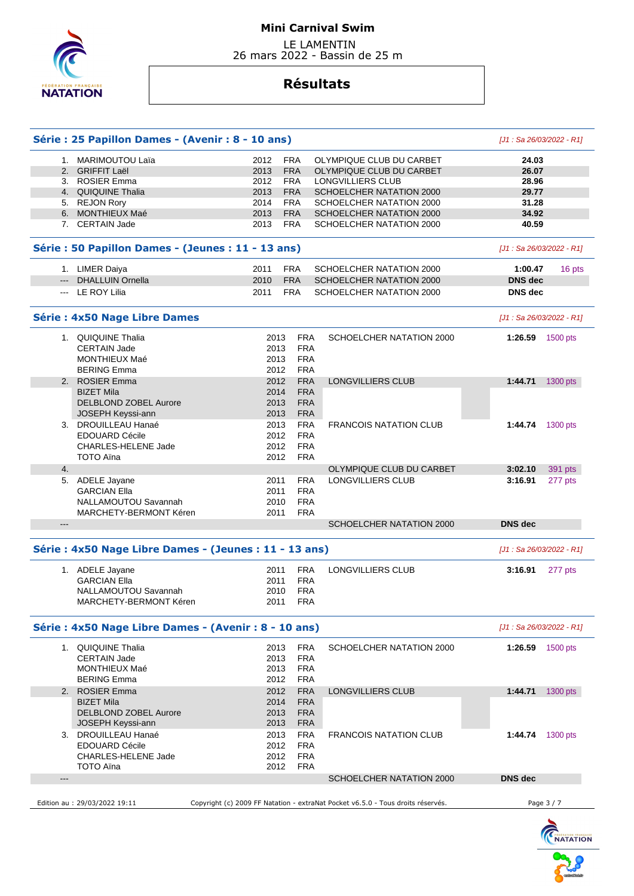# Mini Carnival Swim

LE LAMENTIN
26 mars 2022 - Bassin de 25 m

## Résultats

### Série : 25 Papillon Dames - (Avenir : 8 - 10 ans)

*[J1 : Sa 26/03/2022 - R1]*

| Rang | Nom | Année | Nat. | Club | Temps | Points |
|---|---|---|---|---|---|---|
| 1. | MARIMOUTOU Laïa | 2012 | FRA | OLYMPIQUE CLUB DU CARBET | 24.03 | |
| 2. | GRIFFIT Laël | 2013 | FRA | OLYMPIQUE CLUB DU CARBET | 26.07 | |
| 3. | ROSIER Emma | 2012 | FRA | LONGVILLIERS CLUB | 28.96 | |
| 4. | QUIQUINE Thalia | 2013 | FRA | SCHOELCHER NATATION 2000 | 29.77 | |
| 5. | REJON Rory | 2014 | FRA | SCHOELCHER NATATION 2000 | 31.28 | |
| 6. | MONTHIEUX Maé | 2013 | FRA | SCHOELCHER NATATION 2000 | 34.92 | |
| 7. | CERTAIN Jade | 2013 | FRA | SCHOELCHER NATATION 2000 | 40.59 | |

### Série : 50 Papillon Dames - (Jeunes : 11 - 13 ans)

*[J1 : Sa 26/03/2022 - R1]*

| Rang | Nom | Année | Nat. | Club | Temps | Points |
|---|---|---|---|---|---|---|
| 1. | LIMER Daiya | 2011 | FRA | SCHOELCHER NATATION 2000 | 1:00.47 | 16 pts |
| --- | DHALLUIN Ornella | 2010 | FRA | SCHOELCHER NATATION 2000 | DNS dec | |
| --- | LE ROY Lilia | 2011 | FRA | SCHOELCHER NATATION 2000 | DNS dec | |

### Série : 4x50 Nage Libre Dames

*[J1 : Sa 26/03/2022 - R1]*

| Rang | Nom | Année | Nat. | Club | Temps | Points |
|---|---|---|---|---|---|---|
| 1. | QUIQUINE Thalia | 2013 | FRA | SCHOELCHER NATATION 2000 | 1:26.59 | 1500 pts |
| | CERTAIN Jade | 2013 | FRA | | | |
| | MONTHIEUX Maé | 2013 | FRA | | | |
| | BERING Emma | 2012 | FRA | | | |
| 2. | ROSIER Emma | 2012 | FRA | LONGVILLIERS CLUB | 1:44.71 | 1300 pts |
| | BIZET Mila | 2014 | FRA | | | |
| | DELBLOND ZOBEL Aurore | 2013 | FRA | | | |
| | JOSEPH Keyssi-ann | 2013 | FRA | | | |
| 3. | DROUILLEAU Hanaé | 2013 | FRA | FRANCOIS NATATION CLUB | 1:44.74 | 1300 pts |
| | EDOUARD Cécile | 2012 | FRA | | | |
| | CHARLES-HELENE Jade | 2012 | FRA | | | |
| | TOTO Aïna | 2012 | FRA | | | |
| 4. | | | | OLYMPIQUE CLUB DU CARBET | 3:02.10 | 391 pts |
| 5. | ADELE Jayane | 2011 | FRA | LONGVILLIERS CLUB | 3:16.91 | 277 pts |
| | GARCIAN Ella | 2011 | FRA | | | |
| | NALLAMOUTOU Savannah | 2010 | FRA | | | |
| | MARCHETY-BERMONT Kéren | 2011 | FRA | | | |
| --- | | | | SCHOELCHER NATATION 2000 | DNS dec | |

### Série : 4x50 Nage Libre Dames - (Jeunes : 11 - 13 ans)

*[J1 : Sa 26/03/2022 - R1]*

| Rang | Nom | Année | Nat. | Club | Temps | Points |
|---|---|---|---|---|---|---|
| 1. | ADELE Jayane | 2011 | FRA | LONGVILLIERS CLUB | 3:16.91 | 277 pts |
| | GARCIAN Ella | 2011 | FRA | | | |
| | NALLAMOUTOU Savannah | 2010 | FRA | | | |
| | MARCHETY-BERMONT Kéren | 2011 | FRA | | | |

### Série : 4x50 Nage Libre Dames - (Avenir : 8 - 10 ans)

*[J1 : Sa 26/03/2022 - R1]*

| Rang | Nom | Année | Nat. | Club | Temps | Points |
|---|---|---|---|---|---|---|
| 1. | QUIQUINE Thalia | 2013 | FRA | SCHOELCHER NATATION 2000 | 1:26.59 | 1500 pts |
| | CERTAIN Jade | 2013 | FRA | | | |
| | MONTHIEUX Maé | 2013 | FRA | | | |
| | BERING Emma | 2012 | FRA | | | |
| 2. | ROSIER Emma | 2012 | FRA | LONGVILLIERS CLUB | 1:44.71 | 1300 pts |
| | BIZET Mila | 2014 | FRA | | | |
| | DELBLOND ZOBEL Aurore | 2013 | FRA | | | |
| | JOSEPH Keyssi-ann | 2013 | FRA | | | |
| 3. | DROUILLEAU Hanaé | 2013 | FRA | FRANCOIS NATATION CLUB | 1:44.74 | 1300 pts |
| | EDOUARD Cécile | 2012 | FRA | | | |
| | CHARLES-HELENE Jade | 2012 | FRA | | | |
| | TOTO Aïna | 2012 | FRA | | | |
| --- | | | | SCHOELCHER NATATION 2000 | DNS dec | |

Edition au : 29/03/2022 19:11 — Copyright (c) 2009 FF Natation - extraNat Pocket v6.5.0 - Tous droits réservés.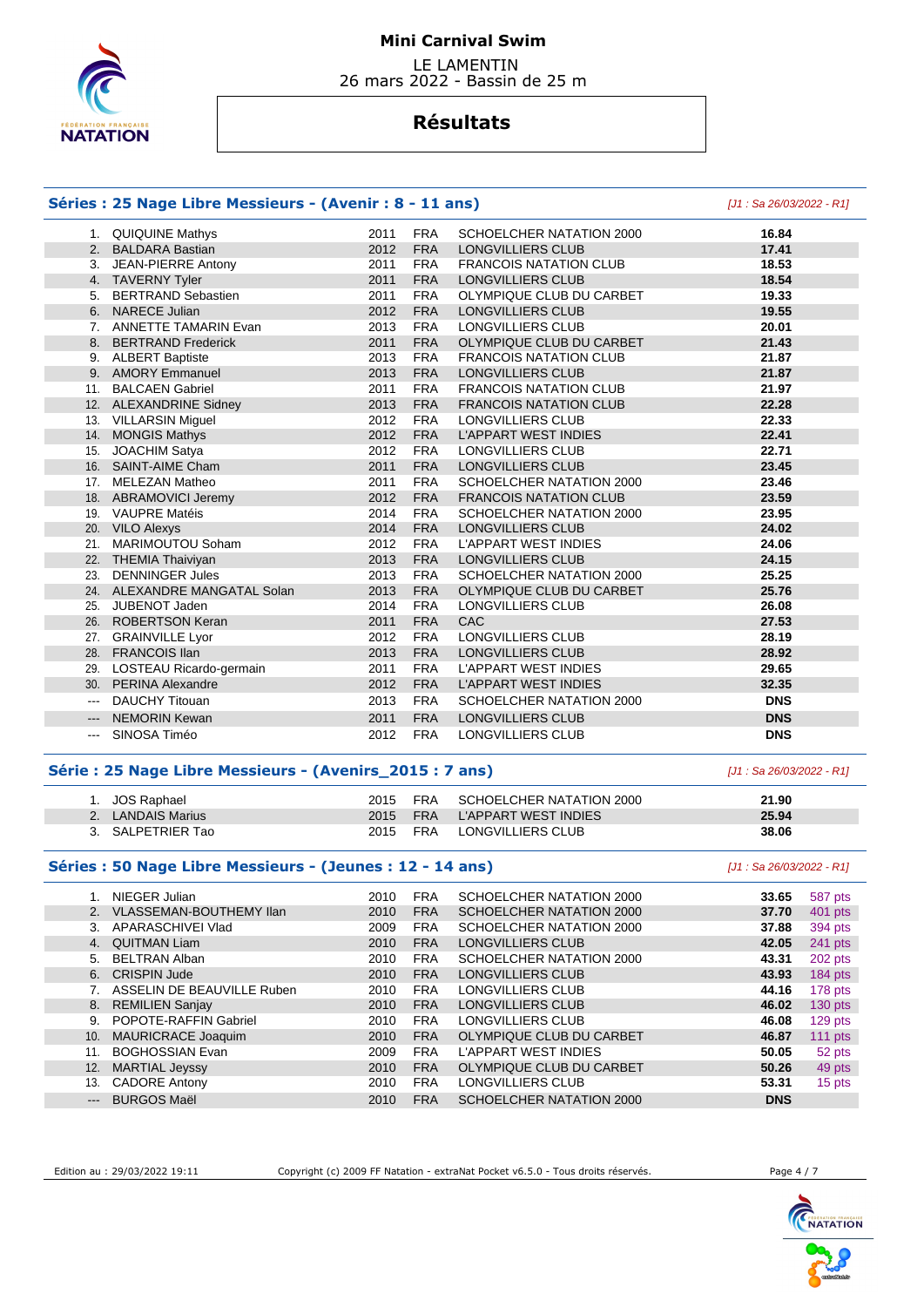# Mini Carnival Swim

LE LAMENTIN
26 mars 2022 - Bassin de 25 m

## Résultats

### Séries : 25 Nage Libre Messieurs - (Avenir : 8 - 11 ans)

*[J1 : Sa 26/03/2022 - R1]*

| Rang | Nom | Année | Nat | Club | Temps |
|---|---|---|---|---|---|
| 1. | QUIQUINE Mathys | 2011 | FRA | SCHOELCHER NATATION 2000 | **16.84** |
| 2. | BALDARA Bastian | 2012 | FRA | LONGVILLIERS CLUB | **17.41** |
| 3. | JEAN-PIERRE Antony | 2011 | FRA | FRANCOIS NATATION CLUB | **18.53** |
| 4. | TAVERNY Tyler | 2011 | FRA | LONGVILLIERS CLUB | **18.54** |
| 5. | BERTRAND Sebastien | 2011 | FRA | OLYMPIQUE CLUB DU CARBET | **19.33** |
| 6. | NARECE Julian | 2012 | FRA | LONGVILLIERS CLUB | **19.55** |
| 7. | ANNETTE TAMARIN Evan | 2013 | FRA | LONGVILLIERS CLUB | **20.01** |
| 8. | BERTRAND Frederick | 2011 | FRA | OLYMPIQUE CLUB DU CARBET | **21.43** |
| 9. | ALBERT Baptiste | 2013 | FRA | FRANCOIS NATATION CLUB | **21.87** |
| 9. | AMORY Emmanuel | 2013 | FRA | LONGVILLIERS CLUB | **21.87** |
| 11. | BALCAEN Gabriel | 2011 | FRA | FRANCOIS NATATION CLUB | **21.97** |
| 12. | ALEXANDRINE Sidney | 2013 | FRA | FRANCOIS NATATION CLUB | **22.28** |
| 13. | VILLARSIN Miguel | 2012 | FRA | LONGVILLIERS CLUB | **22.33** |
| 14. | MONGIS Mathys | 2012 | FRA | L'APPART WEST INDIES | **22.41** |
| 15. | JOACHIM Satya | 2012 | FRA | LONGVILLIERS CLUB | **22.71** |
| 16. | SAINT-AIME Cham | 2011 | FRA | LONGVILLIERS CLUB | **23.45** |
| 17. | MELEZAN Matheo | 2011 | FRA | SCHOELCHER NATATION 2000 | **23.46** |
| 18. | ABRAMOVICI Jeremy | 2012 | FRA | FRANCOIS NATATION CLUB | **23.59** |
| 19. | VAUPRE Matéis | 2014 | FRA | SCHOELCHER NATATION 2000 | **23.95** |
| 20. | VILO Alexys | 2014 | FRA | LONGVILLIERS CLUB | **24.02** |
| 21. | MARIMOUTOU Soham | 2012 | FRA | L'APPART WEST INDIES | **24.06** |
| 22. | THEMIA Thaiviyan | 2013 | FRA | LONGVILLIERS CLUB | **24.15** |
| 23. | DENNINGER Jules | 2013 | FRA | SCHOELCHER NATATION 2000 | **25.25** |
| 24. | ALEXANDRE MANGATAL Solan | 2013 | FRA | OLYMPIQUE CLUB DU CARBET | **25.76** |
| 25. | JUBENOT Jaden | 2014 | FRA | LONGVILLIERS CLUB | **26.08** |
| 26. | ROBERTSON Keran | 2011 | FRA | CAC | **27.53** |
| 27. | GRAINVILLE Lyor | 2012 | FRA | LONGVILLIERS CLUB | **28.19** |
| 28. | FRANCOIS Ilan | 2013 | FRA | LONGVILLIERS CLUB | **28.92** |
| 29. | LOSTEAU Ricardo-germain | 2011 | FRA | L'APPART WEST INDIES | **29.65** |
| 30. | PERINA Alexandre | 2012 | FRA | L'APPART WEST INDIES | **32.35** |
| --- | DAUCHY Titouan | 2013 | FRA | SCHOELCHER NATATION 2000 | **DNS** |
| --- | NEMORIN Kewan | 2011 | FRA | LONGVILLIERS CLUB | **DNS** |
| --- | SINOSA Timéo | 2012 | FRA | LONGVILLIERS CLUB | **DNS** |

### Série : 25 Nage Libre Messieurs - (Avenirs_2015 : 7 ans)

*[J1 : Sa 26/03/2022 - R1]*

| Rang | Nom | Année | Nat | Club | Temps |
|---|---|---|---|---|---|
| 1. | JOS Raphael | 2015 | FRA | SCHOELCHER NATATION 2000 | **21.90** |
| 2. | LANDAIS Marius | 2015 | FRA | L'APPART WEST INDIES | **25.94** |
| 3. | SALPETRIER Tao | 2015 | FRA | LONGVILLIERS CLUB | **38.06** |

### Séries : 50 Nage Libre Messieurs - (Jeunes : 12 - 14 ans)

*[J1 : Sa 26/03/2022 - R1]*

| Rang | Nom | Année | Nat | Club | Temps | Points |
|---|---|---|---|---|---|---|
| 1. | NIEGER Julian | 2010 | FRA | SCHOELCHER NATATION 2000 | **33.65** | 587 pts |
| 2. | VLASSEMAN-BOUTHEMY Ilan | 2010 | FRA | SCHOELCHER NATATION 2000 | **37.70** | 401 pts |
| 3. | APARASCHIVEI Vlad | 2009 | FRA | SCHOELCHER NATATION 2000 | **37.88** | 394 pts |
| 4. | QUITMAN Liam | 2010 | FRA | LONGVILLIERS CLUB | **42.05** | 241 pts |
| 5. | BELTRAN Alban | 2010 | FRA | SCHOELCHER NATATION 2000 | **43.31** | 202 pts |
| 6. | CRISPIN Jude | 2010 | FRA | LONGVILLIERS CLUB | **43.93** | 184 pts |
| 7. | ASSELIN DE BEAUVILLE Ruben | 2010 | FRA | LONGVILLIERS CLUB | **44.16** | 178 pts |
| 8. | REMILIEN Sanjay | 2010 | FRA | LONGVILLIERS CLUB | **46.02** | 130 pts |
| 9. | POPOTE-RAFFIN Gabriel | 2010 | FRA | LONGVILLIERS CLUB | **46.08** | 129 pts |
| 10. | MAURICRACE Joaquim | 2010 | FRA | OLYMPIQUE CLUB DU CARBET | **46.87** | 111 pts |
| 11. | BOGHOSSIAN Evan | 2009 | FRA | L'APPART WEST INDIES | **50.05** | 52 pts |
| 12. | MARTIAL Jeyssy | 2010 | FRA | OLYMPIQUE CLUB DU CARBET | **50.26** | 49 pts |
| 13. | CADORE Antony | 2010 | FRA | LONGVILLIERS CLUB | **53.31** | 15 pts |
| --- | BURGOS Maël | 2010 | FRA | SCHOELCHER NATATION 2000 | **DNS** | |

Edition au : 29/03/2022 19:11 — Copyright (c) 2009 FF Natation - extraNat Pocket v6.5.0 - Tous droits réservés.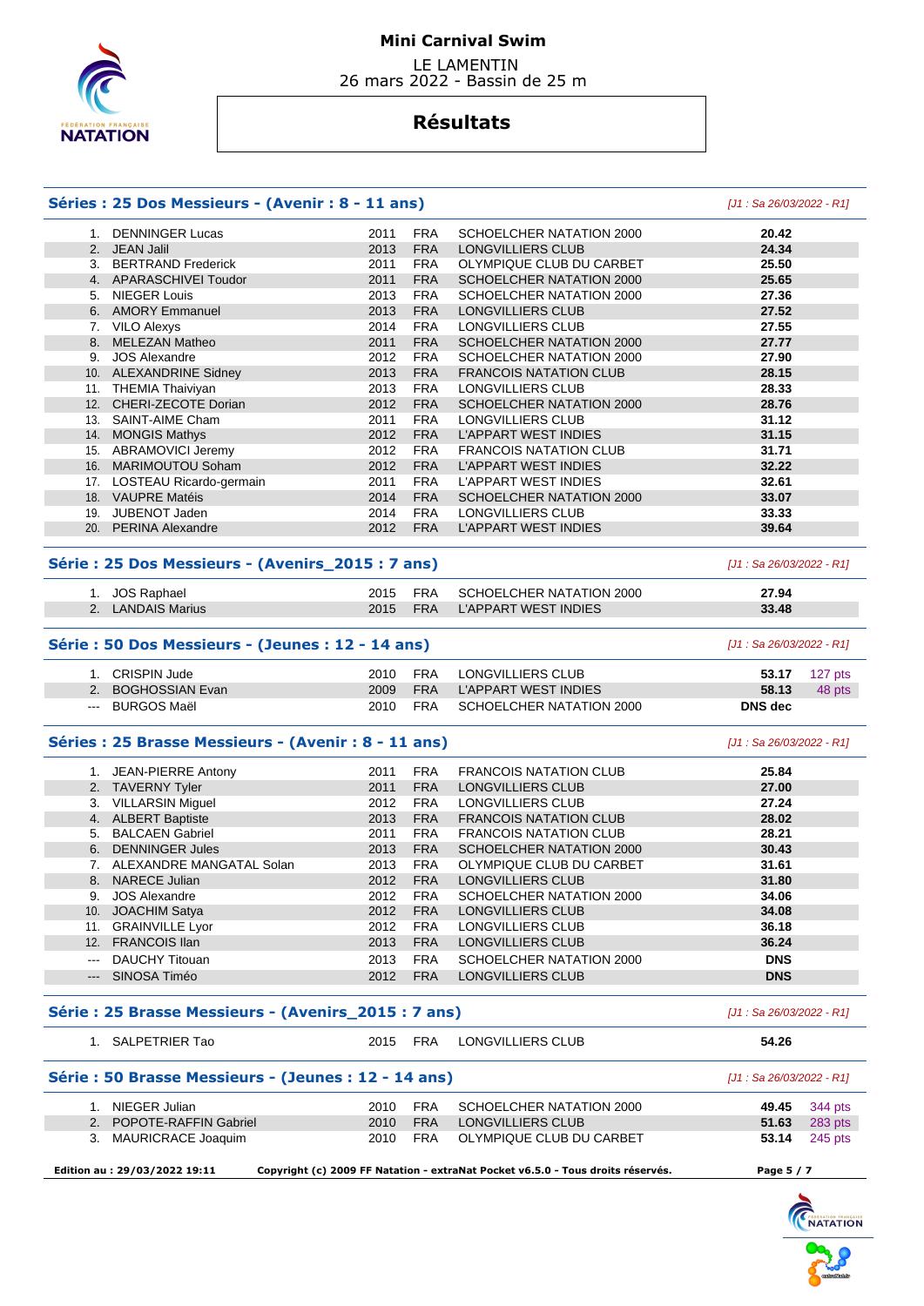# Mini Carnival Swim

LE LAMENTIN
26 mars 2022 - Bassin de 25 m

## Résultats

### Séries : 25 Dos Messieurs - (Avenir : 8 - 11 ans)

*[J1 : Sa 26/03/2022 - R1]*

| Rang | Nom | Année | Nat. | Club | Temps | Pts |
|---|---|---|---|---|---|---|
| 1. | DENNINGER Lucas | 2011 | FRA | SCHOELCHER NATATION 2000 | 20.42 | |
| 2. | JEAN Jalil | 2013 | FRA | LONGVILLIERS CLUB | 24.34 | |
| 3. | BERTRAND Frederick | 2011 | FRA | OLYMPIQUE CLUB DU CARBET | 25.50 | |
| 4. | APARASCHIVEI Toudor | 2011 | FRA | SCHOELCHER NATATION 2000 | 25.65 | |
| 5. | NIEGER Louis | 2013 | FRA | SCHOELCHER NATATION 2000 | 27.36 | |
| 6. | AMORY Emmanuel | 2013 | FRA | LONGVILLIERS CLUB | 27.52 | |
| 7. | VILO Alexys | 2014 | FRA | LONGVILLIERS CLUB | 27.55 | |
| 8. | MELEZAN Matheo | 2011 | FRA | SCHOELCHER NATATION 2000 | 27.77 | |
| 9. | JOS Alexandre | 2012 | FRA | SCHOELCHER NATATION 2000 | 27.90 | |
| 10. | ALEXANDRINE Sidney | 2013 | FRA | FRANCOIS NATATION CLUB | 28.15 | |
| 11. | THEMIA Thaiviyan | 2013 | FRA | LONGVILLIERS CLUB | 28.33 | |
| 12. | CHERI-ZECOTE Dorian | 2012 | FRA | SCHOELCHER NATATION 2000 | 28.76 | |
| 13. | SAINT-AIME Cham | 2011 | FRA | LONGVILLIERS CLUB | 31.12 | |
| 14. | MONGIS Mathys | 2012 | FRA | L'APPART WEST INDIES | 31.15 | |
| 15. | ABRAMOVICI Jeremy | 2012 | FRA | FRANCOIS NATATION CLUB | 31.71 | |
| 16. | MARIMOUTOU Soham | 2012 | FRA | L'APPART WEST INDIES | 32.22 | |
| 17. | LOSTEAU Ricardo-germain | 2011 | FRA | L'APPART WEST INDIES | 32.61 | |
| 18. | VAUPRE Matéis | 2014 | FRA | SCHOELCHER NATATION 2000 | 33.07 | |
| 19. | JUBENOT Jaden | 2014 | FRA | LONGVILLIERS CLUB | 33.33 | |
| 20. | PERINA Alexandre | 2012 | FRA | L'APPART WEST INDIES | 39.64 | |

### Série : 25 Dos Messieurs - (Avenirs_2015 : 7 ans)

*[J1 : Sa 26/03/2022 - R1]*

| Rang | Nom | Année | Nat. | Club | Temps | Pts |
|---|---|---|---|---|---|---|
| 1. | JOS Raphael | 2015 | FRA | SCHOELCHER NATATION 2000 | 27.94 | |
| 2. | LANDAIS Marius | 2015 | FRA | L'APPART WEST INDIES | 33.48 | |

### Série : 50 Dos Messieurs - (Jeunes : 12 - 14 ans)

*[J1 : Sa 26/03/2022 - R1]*

| Rang | Nom | Année | Nat. | Club | Temps | Pts |
|---|---|---|---|---|---|---|
| 1. | CRISPIN Jude | 2010 | FRA | LONGVILLIERS CLUB | 53.17 | 127 pts |
| 2. | BOGHOSSIAN Evan | 2009 | FRA | L'APPART WEST INDIES | 58.13 | 48 pts |
| --- | BURGOS Maël | 2010 | FRA | SCHOELCHER NATATION 2000 | DNS dec | |

### Séries : 25 Brasse Messieurs - (Avenir : 8 - 11 ans)

*[J1 : Sa 26/03/2022 - R1]*

| Rang | Nom | Année | Nat. | Club | Temps | Pts |
|---|---|---|---|---|---|---|
| 1. | JEAN-PIERRE Antony | 2011 | FRA | FRANCOIS NATATION CLUB | 25.84 | |
| 2. | TAVERNY Tyler | 2011 | FRA | LONGVILLIERS CLUB | 27.00 | |
| 3. | VILLARSIN Miguel | 2012 | FRA | LONGVILLIERS CLUB | 27.24 | |
| 4. | ALBERT Baptiste | 2013 | FRA | FRANCOIS NATATION CLUB | 28.02 | |
| 5. | BALCAEN Gabriel | 2011 | FRA | FRANCOIS NATATION CLUB | 28.21 | |
| 6. | DENNINGER Jules | 2013 | FRA | SCHOELCHER NATATION 2000 | 30.43 | |
| 7. | ALEXANDRE MANGATAL Solan | 2013 | FRA | OLYMPIQUE CLUB DU CARBET | 31.61 | |
| 8. | NARECE Julian | 2012 | FRA | LONGVILLIERS CLUB | 31.80 | |
| 9. | JOS Alexandre | 2012 | FRA | SCHOELCHER NATATION 2000 | 34.06 | |
| 10. | JOACHIM Satya | 2012 | FRA | LONGVILLIERS CLUB | 34.08 | |
| 11. | GRAINVILLE Lyor | 2012 | FRA | LONGVILLIERS CLUB | 36.18 | |
| 12. | FRANCOIS Ilan | 2013 | FRA | LONGVILLIERS CLUB | 36.24 | |
| --- | DAUCHY Titouan | 2013 | FRA | SCHOELCHER NATATION 2000 | DNS | |
| --- | SINOSA Timéo | 2012 | FRA | LONGVILLIERS CLUB | DNS | |

### Série : 25 Brasse Messieurs - (Avenirs_2015 : 7 ans)

*[J1 : Sa 26/03/2022 - R1]*

| Rang | Nom | Année | Nat. | Club | Temps | Pts |
|---|---|---|---|---|---|---|
| 1. | SALPETRIER Tao | 2015 | FRA | LONGVILLIERS CLUB | 54.26 | |

### Série : 50 Brasse Messieurs - (Jeunes : 12 - 14 ans)

*[J1 : Sa 26/03/2022 - R1]*

| Rang | Nom | Année | Nat. | Club | Temps | Pts |
|---|---|---|---|---|---|---|
| 1. | NIEGER Julian | 2010 | FRA | SCHOELCHER NATATION 2000 | 49.45 | 344 pts |
| 2. | POPOTE-RAFFIN Gabriel | 2010 | FRA | LONGVILLIERS CLUB | 51.63 | 283 pts |
| 3. | MAURICRACE Joaquim | 2010 | FRA | OLYMPIQUE CLUB DU CARBET | 53.14 | 245 pts |

**Edition au : 29/03/2022 19:11** **Copyright (c) 2009 FF Natation - extraNat Pocket v6.5.0 - Tous droits réservés.**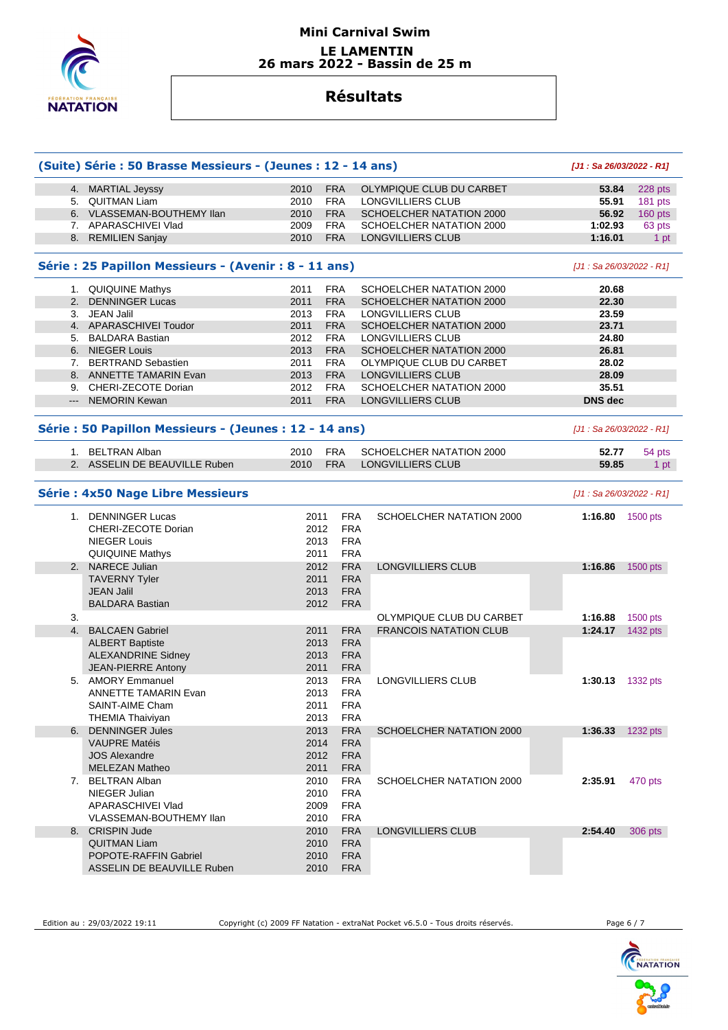# Mini Carnival Swim

**LE LAMENTIN**
**26 mars 2022 - Bassin de 25 m**

## Résultats

### (Suite) Série : 50 Brasse Messieurs - (Jeunes : 12 - 14 ans)

*[J1 : Sa 26/03/2022 - R1]*

| | Nom | Année | Nat. | Club | Temps | Points |
|---|---|---|---|---|---|---|
| 4. | MARTIAL Jeyssy | 2010 | FRA | OLYMPIQUE CLUB DU CARBET | **53.84** | 228 pts |
| 5. | QUITMAN Liam | 2010 | FRA | LONGVILLIERS CLUB | **55.91** | 181 pts |
| 6. | VLASSEMAN-BOUTHEMY Ilan | 2010 | FRA | SCHOELCHER NATATION 2000 | **56.92** | 160 pts |
| 7. | APARASCHIVEI Vlad | 2009 | FRA | SCHOELCHER NATATION 2000 | **1:02.93** | 63 pts |
| 8. | REMILIEN Sanjay | 2010 | FRA | LONGVILLIERS CLUB | **1:16.01** | 1 pt |

### Série : 25 Papillon Messieurs - (Avenir : 8 - 11 ans)

*[J1 : Sa 26/03/2022 - R1]*

| | Nom | Année | Nat. | Club | Temps |
|---|---|---|---|---|---|
| 1. | QUIQUINE Mathys | 2011 | FRA | SCHOELCHER NATATION 2000 | **20.68** |
| 2. | DENNINGER Lucas | 2011 | FRA | SCHOELCHER NATATION 2000 | **22.30** |
| 3. | JEAN Jalil | 2013 | FRA | LONGVILLIERS CLUB | **23.59** |
| 4. | APARASCHIVEI Toudor | 2011 | FRA | SCHOELCHER NATATION 2000 | **23.71** |
| 5. | BALDARA Bastian | 2012 | FRA | LONGVILLIERS CLUB | **24.80** |
| 6. | NIEGER Louis | 2013 | FRA | SCHOELCHER NATATION 2000 | **26.81** |
| 7. | BERTRAND Sebastien | 2011 | FRA | OLYMPIQUE CLUB DU CARBET | **28.02** |
| 8. | ANNETTE TAMARIN Evan | 2013 | FRA | LONGVILLIERS CLUB | **28.09** |
| 9. | CHERI-ZECOTE Dorian | 2012 | FRA | SCHOELCHER NATATION 2000 | **35.51** |
| --- | NEMORIN Kewan | 2011 | FRA | LONGVILLIERS CLUB | **DNS dec** |

### Série : 50 Papillon Messieurs - (Jeunes : 12 - 14 ans)

*[J1 : Sa 26/03/2022 - R1]*

| | Nom | Année | Nat. | Club | Temps | Points |
|---|---|---|---|---|---|---|
| 1. | BELTRAN Alban | 2010 | FRA | SCHOELCHER NATATION 2000 | **52.77** | 54 pts |
| 2. | ASSELIN DE BEAUVILLE Ruben | 2010 | FRA | LONGVILLIERS CLUB | **59.85** | 1 pt |

### Série : 4x50 Nage Libre Messieurs

*[J1 : Sa 26/03/2022 - R1]*

| | Nom | Année | Nat. | Club | Temps | Points |
|---|---|---|---|---|---|---|
| 1. | DENNINGER Lucas | 2011 | FRA | SCHOELCHER NATATION 2000 | **1:16.80** | 1500 pts |
| | CHERI-ZECOTE Dorian | 2012 | FRA | | | |
| | NIEGER Louis | 2013 | FRA | | | |
| | QUIQUINE Mathys | 2011 | FRA | | | |
| 2. | NARECE Julian | 2012 | FRA | LONGVILLIERS CLUB | **1:16.86** | 1500 pts |
| | TAVERNY Tyler | 2011 | FRA | | | |
| | JEAN Jalil | 2013 | FRA | | | |
| | BALDARA Bastian | 2012 | FRA | | | |
| 3. | | | | OLYMPIQUE CLUB DU CARBET | **1:16.88** | 1500 pts |
| 4. | BALCAEN Gabriel | 2011 | FRA | FRANCOIS NATATION CLUB | **1:24.17** | 1432 pts |
| | ALBERT Baptiste | 2013 | FRA | | | |
| | ALEXANDRINE Sidney | 2013 | FRA | | | |
| | JEAN-PIERRE Antony | 2011 | FRA | | | |
| 5. | AMORY Emmanuel | 2013 | FRA | LONGVILLIERS CLUB | **1:30.13** | 1332 pts |
| | ANNETTE TAMARIN Evan | 2013 | FRA | | | |
| | SAINT-AIME Cham | 2011 | FRA | | | |
| | THEMIA Thaiviyan | 2013 | FRA | | | |
| 6. | DENNINGER Jules | 2013 | FRA | SCHOELCHER NATATION 2000 | **1:36.33** | 1232 pts |
| | VAUPRE Matéis | 2014 | FRA | | | |
| | JOS Alexandre | 2012 | FRA | | | |
| | MELEZAN Matheo | 2011 | FRA | | | |
| 7. | BELTRAN Alban | 2010 | FRA | SCHOELCHER NATATION 2000 | **2:35.91** | 470 pts |
| | NIEGER Julian | 2010 | FRA | | | |
| | APARASCHIVEI Vlad | 2009 | FRA | | | |
| | VLASSEMAN-BOUTHEMY Ilan | 2010 | FRA | | | |
| 8. | CRISPIN Jude | 2010 | FRA | LONGVILLIERS CLUB | **2:54.40** | 306 pts |
| | QUITMAN Liam | 2010 | FRA | | | |
| | POPOTE-RAFFIN Gabriel | 2010 | FRA | | | |
| | ASSELIN DE BEAUVILLE Ruben | 2010 | FRA | | | |

Edition au : 29/03/2022 19:11 — Copyright (c) 2009 FF Natation - extraNat Pocket v6.5.0 - Tous droits réservés.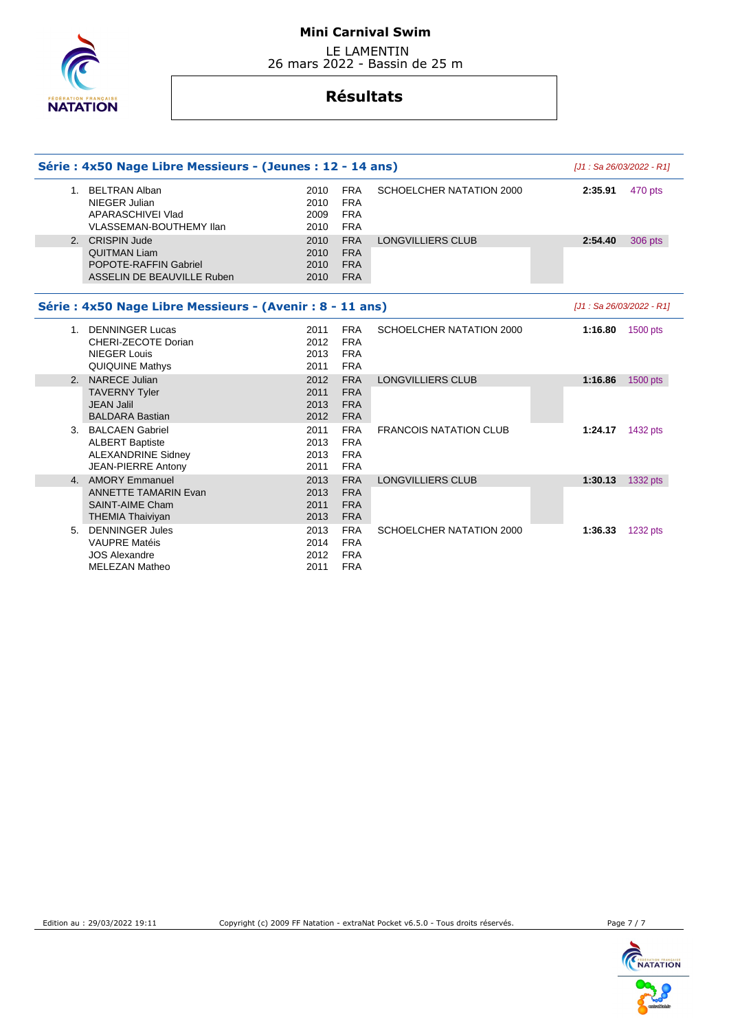## Mini Carnival Swim

LE LAMENTIN
26 mars 2022 - Bassin de 25 m

## Résultats

### Série : 4x50 Nage Libre Messieurs - (Jeunes : 12 - 14 ans)

*[J1 : Sa 26/03/2022 - R1]*

| | | | | | | |
|---|---|---|---|---|---|---|
| 1. | BELTRAN Alban | 2010 | FRA | SCHOELCHER NATATION 2000 | **2:35.91** | 470 pts |
| | NIEGER Julian | 2010 | FRA | | | |
| | APARASCHIVEI Vlad | 2009 | FRA | | | |
| | VLASSEMAN-BOUTHEMY Ilan | 2010 | FRA | | | |
| 2. | CRISPIN Jude | 2010 | FRA | LONGVILLIERS CLUB | **2:54.40** | 306 pts |
| | QUITMAN Liam | 2010 | FRA | | | |
| | POPOTE-RAFFIN Gabriel | 2010 | FRA | | | |
| | ASSELIN DE BEAUVILLE Ruben | 2010 | FRA | | | |

### Série : 4x50 Nage Libre Messieurs - (Avenir : 8 - 11 ans)

*[J1 : Sa 26/03/2022 - R1]*

| | | | | | | |
|---|---|---|---|---|---|---|
| 1. | DENNINGER Lucas | 2011 | FRA | SCHOELCHER NATATION 2000 | **1:16.80** | 1500 pts |
| | CHERI-ZECOTE Dorian | 2012 | FRA | | | |
| | NIEGER Louis | 2013 | FRA | | | |
| | QUIQUINE Mathys | 2011 | FRA | | | |
| 2. | NARECE Julian | 2012 | FRA | LONGVILLIERS CLUB | **1:16.86** | 1500 pts |
| | TAVERNY Tyler | 2011 | FRA | | | |
| | JEAN Jalil | 2013 | FRA | | | |
| | BALDARA Bastian | 2012 | FRA | | | |
| 3. | BALCAEN Gabriel | 2011 | FRA | FRANCOIS NATATION CLUB | **1:24.17** | 1432 pts |
| | ALBERT Baptiste | 2013 | FRA | | | |
| | ALEXANDRINE Sidney | 2013 | FRA | | | |
| | JEAN-PIERRE Antony | 2011 | FRA | | | |
| 4. | AMORY Emmanuel | 2013 | FRA | LONGVILLIERS CLUB | **1:30.13** | 1332 pts |
| | ANNETTE TAMARIN Evan | 2013 | FRA | | | |
| | SAINT-AIME Cham | 2011 | FRA | | | |
| | THEMIA Thaiviyan | 2013 | FRA | | | |
| 5. | DENNINGER Jules | 2013 | FRA | SCHOELCHER NATATION 2000 | **1:36.33** | 1232 pts |
| | VAUPRE Matéis | 2014 | FRA | | | |
| | JOS Alexandre | 2012 | FRA | | | |
| | MELEZAN Matheo | 2011 | FRA | | | |

Edition au : 29/03/2022 19:11 Copyright (c) 2009 FF Natation - extraNat Pocket v6.5.0 - Tous droits réservés.